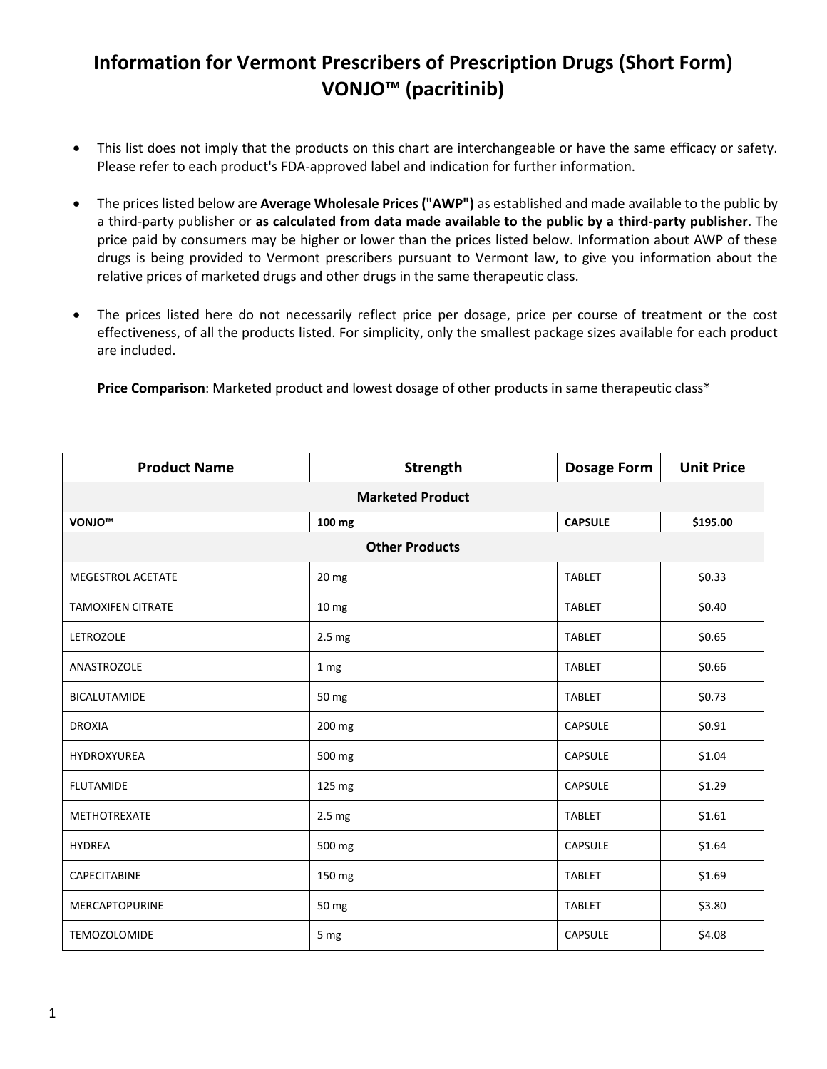# Information for Vermont Prescribers of Prescription Drugs (Short Form)
# VONJO™ (pacritinib)

- This list does not imply that the products on this chart are interchangeable or have the same efficacy or safety. Please refer to each product's FDA-approved label and indication for further information.

- The prices listed below are **Average Wholesale Prices ("AWP")** as established and made available to the public by a third-party publisher or **as calculated from data made available to the public by a third-party publisher**. The price paid by consumers may be higher or lower than the prices listed below. Information about AWP of these drugs is being provided to Vermont prescribers pursuant to Vermont law, to give you information about the relative prices of marketed drugs and other drugs in the same therapeutic class.

- The prices listed here do not necessarily reflect price per dosage, price per course of treatment or the cost effectiveness, of all the products listed. For simplicity, only the smallest package sizes available for each product are included.

**Price Comparison**: Marketed product and lowest dosage of other products in same therapeutic class*

| Product Name | Strength | Dosage Form | Unit Price |
|---|---|---|---|
| **Marketed Product** | | | |
| **VONJO™** | **100 mg** | **CAPSULE** | **$195.00** |
| **Other Products** | | | |
| MEGESTROL ACETATE | 20 mg | TABLET | $0.33 |
| TAMOXIFEN CITRATE | 10 mg | TABLET | $0.40 |
| LETROZOLE | 2.5 mg | TABLET | $0.65 |
| ANASTROZOLE | 1 mg | TABLET | $0.66 |
| BICALUTAMIDE | 50 mg | TABLET | $0.73 |
| DROXIA | 200 mg | CAPSULE | $0.91 |
| HYDROXYUREA | 500 mg | CAPSULE | $1.04 |
| FLUTAMIDE | 125 mg | CAPSULE | $1.29 |
| METHOTREXATE | 2.5 mg | TABLET | $1.61 |
| HYDREA | 500 mg | CAPSULE | $1.64 |
| CAPECITABINE | 150 mg | TABLET | $1.69 |
| MERCAPTOPURINE | 50 mg | TABLET | $3.80 |
| TEMOZOLOMIDE | 5 mg | CAPSULE | $4.08 |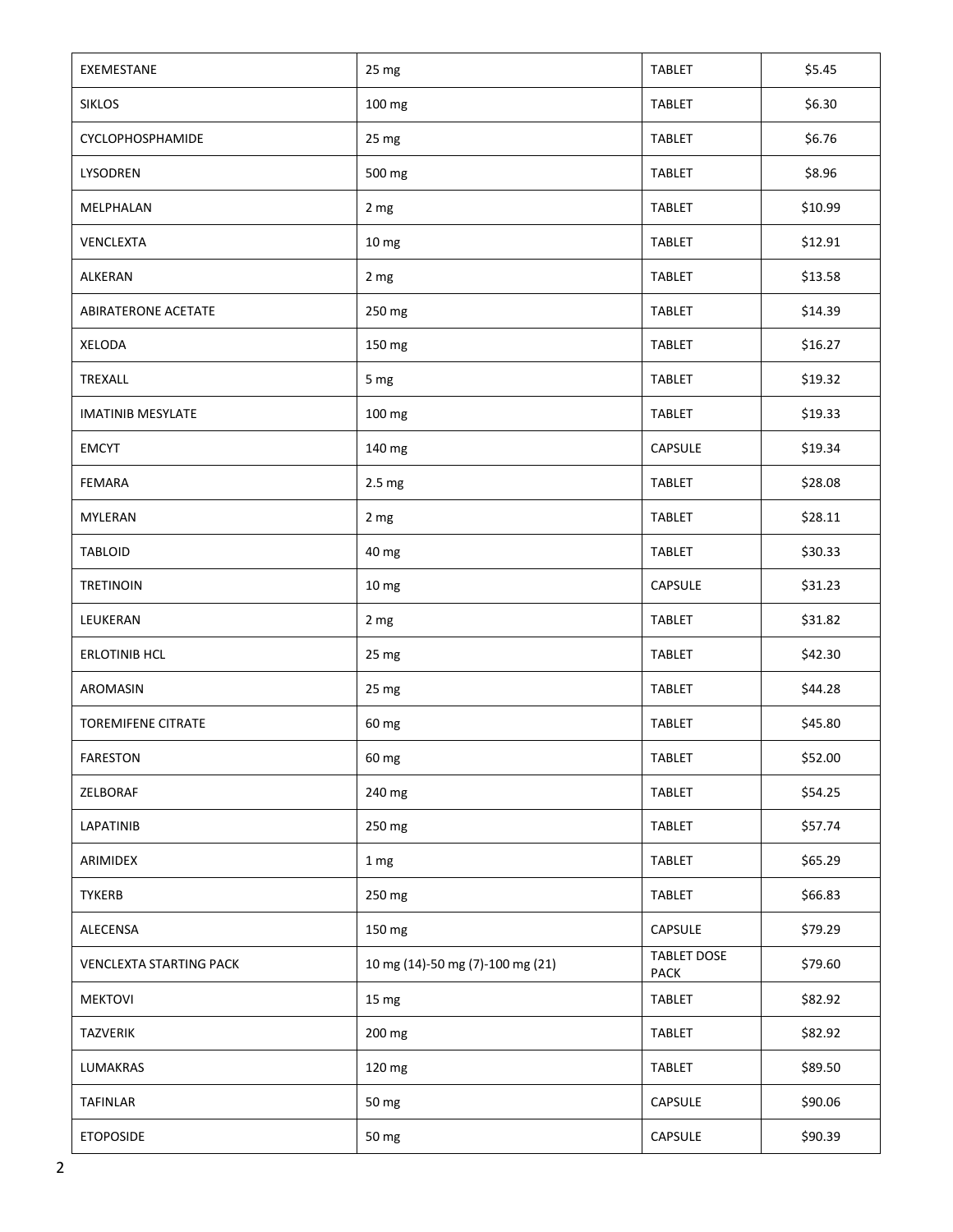| EXEMESTANE | 25 mg | TABLET | $5.45 |
|---|---|---|---|
| SIKLOS | 100 mg | TABLET | $6.30 |
| CYCLOPHOSPHAMIDE | 25 mg | TABLET | $6.76 |
| LYSODREN | 500 mg | TABLET | $8.96 |
| MELPHALAN | 2 mg | TABLET | $10.99 |
| VENCLEXTA | 10 mg | TABLET | $12.91 |
| ALKERAN | 2 mg | TABLET | $13.58 |
| ABIRATERONE ACETATE | 250 mg | TABLET | $14.39 |
| XELODA | 150 mg | TABLET | $16.27 |
| TREXALL | 5 mg | TABLET | $19.32 |
| IMATINIB MESYLATE | 100 mg | TABLET | $19.33 |
| EMCYT | 140 mg | CAPSULE | $19.34 |
| FEMARA | 2.5 mg | TABLET | $28.08 |
| MYLERAN | 2 mg | TABLET | $28.11 |
| TABLOID | 40 mg | TABLET | $30.33 |
| TRETINOIN | 10 mg | CAPSULE | $31.23 |
| LEUKERAN | 2 mg | TABLET | $31.82 |
| ERLOTINIB HCL | 25 mg | TABLET | $42.30 |
| AROMASIN | 25 mg | TABLET | $44.28 |
| TOREMIFENE CITRATE | 60 mg | TABLET | $45.80 |
| FARESTON | 60 mg | TABLET | $52.00 |
| ZELBORAF | 240 mg | TABLET | $54.25 |
| LAPATINIB | 250 mg | TABLET | $57.74 |
| ARIMIDEX | 1 mg | TABLET | $65.29 |
| TYKERB | 250 mg | TABLET | $66.83 |
| ALECENSA | 150 mg | CAPSULE | $79.29 |
| VENCLEXTA STARTING PACK | 10 mg (14)-50 mg (7)-100 mg (21) | TABLET DOSE PACK | $79.60 |
| MEKTOVI | 15 mg | TABLET | $82.92 |
| TAZVERIK | 200 mg | TABLET | $82.92 |
| LUMAKRAS | 120 mg | TABLET | $89.50 |
| TAFINLAR | 50 mg | CAPSULE | $90.06 |
| ETOPOSIDE | 50 mg | CAPSULE | $90.39 |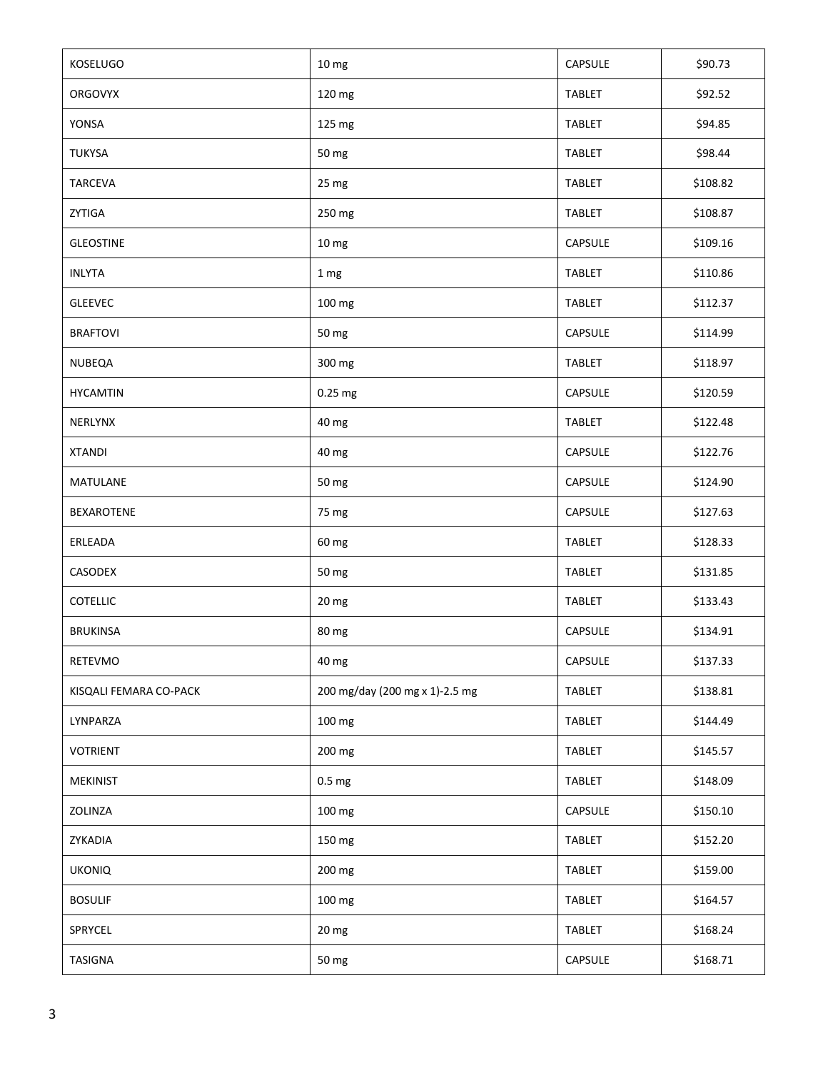| KOSELUGO | 10 mg | CAPSULE | $90.73 |
|---|---|---|---|
| ORGOVYX | 120 mg | TABLET | $92.52 |
| YONSA | 125 mg | TABLET | $94.85 |
| TUKYSA | 50 mg | TABLET | $98.44 |
| TARCEVA | 25 mg | TABLET | $108.82 |
| ZYTIGA | 250 mg | TABLET | $108.87 |
| GLEOSTINE | 10 mg | CAPSULE | $109.16 |
| INLYTA | 1 mg | TABLET | $110.86 |
| GLEEVEC | 100 mg | TABLET | $112.37 |
| BRAFTOVI | 50 mg | CAPSULE | $114.99 |
| NUBEQA | 300 mg | TABLET | $118.97 |
| HYCAMTIN | 0.25 mg | CAPSULE | $120.59 |
| NERLYNX | 40 mg | TABLET | $122.48 |
| XTANDI | 40 mg | CAPSULE | $122.76 |
| MATULANE | 50 mg | CAPSULE | $124.90 |
| BEXAROTENE | 75 mg | CAPSULE | $127.63 |
| ERLEADA | 60 mg | TABLET | $128.33 |
| CASODEX | 50 mg | TABLET | $131.85 |
| COTELLIC | 20 mg | TABLET | $133.43 |
| BRUKINSA | 80 mg | CAPSULE | $134.91 |
| RETEVMO | 40 mg | CAPSULE | $137.33 |
| KISQALI FEMARA CO-PACK | 200 mg/day (200 mg x 1)-2.5 mg | TABLET | $138.81 |
| LYNPARZA | 100 mg | TABLET | $144.49 |
| VOTRIENT | 200 mg | TABLET | $145.57 |
| MEKINIST | 0.5 mg | TABLET | $148.09 |
| ZOLINZA | 100 mg | CAPSULE | $150.10 |
| ZYKADIA | 150 mg | TABLET | $152.20 |
| UKONIQ | 200 mg | TABLET | $159.00 |
| BOSULIF | 100 mg | TABLET | $164.57 |
| SPRYCEL | 20 mg | TABLET | $168.24 |
| TASIGNA | 50 mg | CAPSULE | $168.71 |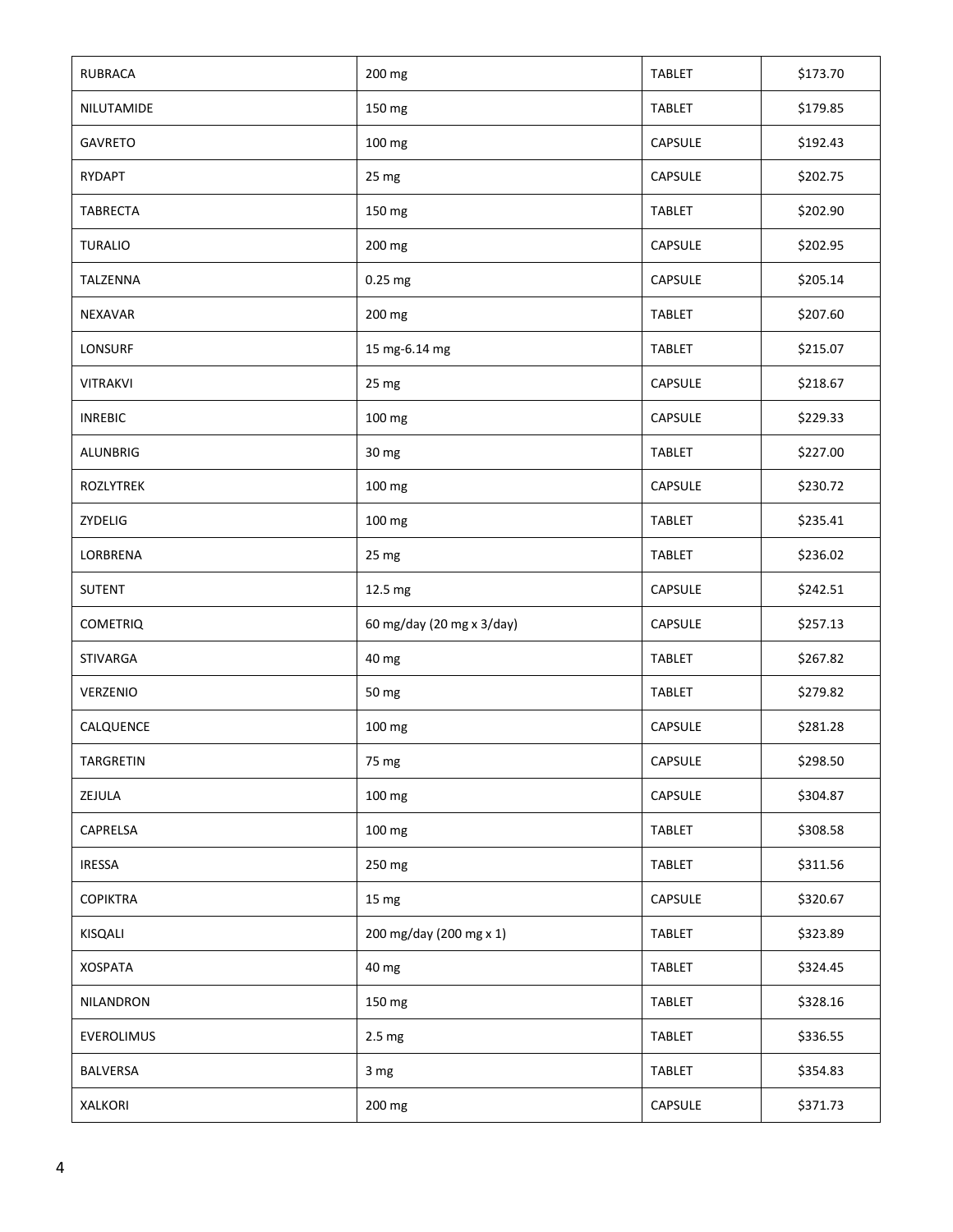| RUBRACA | 200 mg | TABLET | $173.70 |
|---|---|---|---|
| NILUTAMIDE | 150 mg | TABLET | $179.85 |
| GAVRETO | 100 mg | CAPSULE | $192.43 |
| RYDAPT | 25 mg | CAPSULE | $202.75 |
| TABRECTA | 150 mg | TABLET | $202.90 |
| TURALIO | 200 mg | CAPSULE | $202.95 |
| TALZENNA | 0.25 mg | CAPSULE | $205.14 |
| NEXAVAR | 200 mg | TABLET | $207.60 |
| LONSURF | 15 mg-6.14 mg | TABLET | $215.07 |
| VITRAKVI | 25 mg | CAPSULE | $218.67 |
| INREBIC | 100 mg | CAPSULE | $229.33 |
| ALUNBRIG | 30 mg | TABLET | $227.00 |
| ROZLYTREK | 100 mg | CAPSULE | $230.72 |
| ZYDELIG | 100 mg | TABLET | $235.41 |
| LORBRENA | 25 mg | TABLET | $236.02 |
| SUTENT | 12.5 mg | CAPSULE | $242.51 |
| COMETRIQ | 60 mg/day (20 mg x 3/day) | CAPSULE | $257.13 |
| STIVARGA | 40 mg | TABLET | $267.82 |
| VERZENIO | 50 mg | TABLET | $279.82 |
| CALQUENCE | 100 mg | CAPSULE | $281.28 |
| TARGRETIN | 75 mg | CAPSULE | $298.50 |
| ZEJULA | 100 mg | CAPSULE | $304.87 |
| CAPRELSA | 100 mg | TABLET | $308.58 |
| IRESSA | 250 mg | TABLET | $311.56 |
| COPIKTRA | 15 mg | CAPSULE | $320.67 |
| KISQALI | 200 mg/day (200 mg x 1) | TABLET | $323.89 |
| XOSPATA | 40 mg | TABLET | $324.45 |
| NILANDRON | 150 mg | TABLET | $328.16 |
| EVEROLIMUS | 2.5 mg | TABLET | $336.55 |
| BALVERSA | 3 mg | TABLET | $354.83 |
| XALKORI | 200 mg | CAPSULE | $371.73 |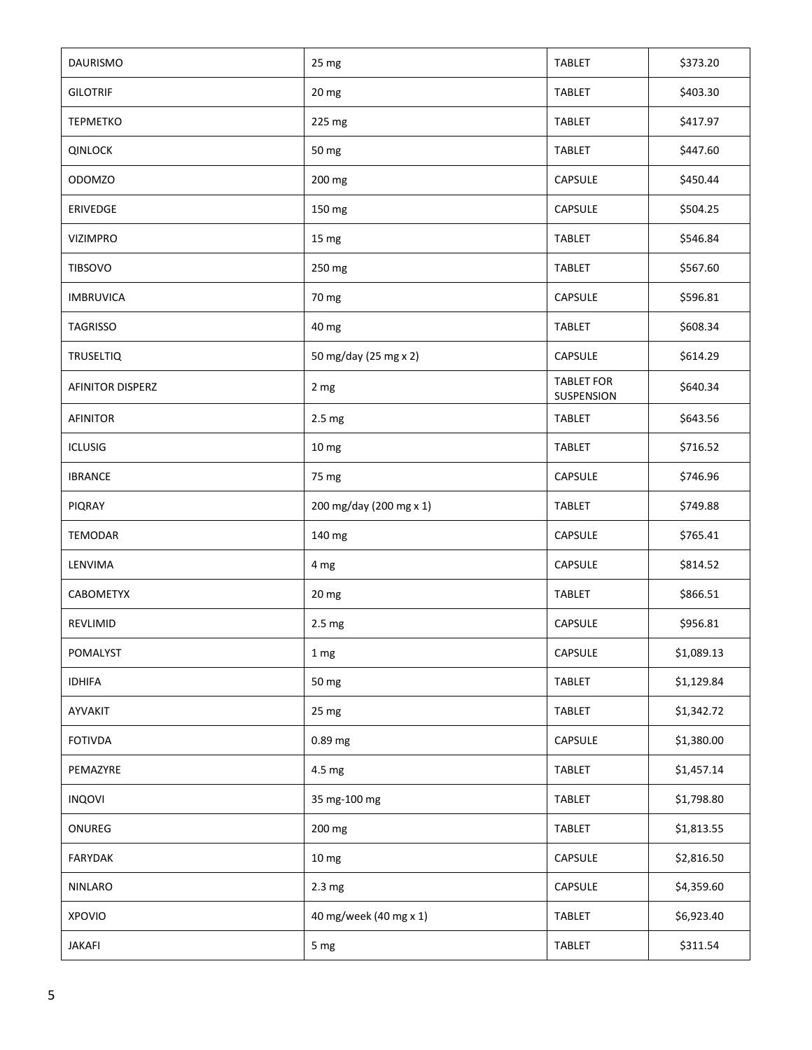| DAURISMO | 25 mg | TABLET | $373.20 |
|---|---|---|---|
| GILOTRIF | 20 mg | TABLET | $403.30 |
| TEPMETKO | 225 mg | TABLET | $417.97 |
| QINLOCK | 50 mg | TABLET | $447.60 |
| ODOMZO | 200 mg | CAPSULE | $450.44 |
| ERIVEDGE | 150 mg | CAPSULE | $504.25 |
| VIZIMPRO | 15 mg | TABLET | $546.84 |
| TIBSOVO | 250 mg | TABLET | $567.60 |
| IMBRUVICA | 70 mg | CAPSULE | $596.81 |
| TAGRISSO | 40 mg | TABLET | $608.34 |
| TRUSELTIQ | 50 mg/day (25 mg x 2) | CAPSULE | $614.29 |
| AFINITOR DISPERZ | 2 mg | TABLET FOR SUSPENSION | $640.34 |
| AFINITOR | 2.5 mg | TABLET | $643.56 |
| ICLUSIG | 10 mg | TABLET | $716.52 |
| IBRANCE | 75 mg | CAPSULE | $746.96 |
| PIQRAY | 200 mg/day (200 mg x 1) | TABLET | $749.88 |
| TEMODAR | 140 mg | CAPSULE | $765.41 |
| LENVIMA | 4 mg | CAPSULE | $814.52 |
| CABOMETYX | 20 mg | TABLET | $866.51 |
| REVLIMID | 2.5 mg | CAPSULE | $956.81 |
| POMALYST | 1 mg | CAPSULE | $1,089.13 |
| IDHIFA | 50 mg | TABLET | $1,129.84 |
| AYVAKIT | 25 mg | TABLET | $1,342.72 |
| FOTIVDA | 0.89 mg | CAPSULE | $1,380.00 |
| PEMAZYRE | 4.5 mg | TABLET | $1,457.14 |
| INQOVI | 35 mg-100 mg | TABLET | $1,798.80 |
| ONUREG | 200 mg | TABLET | $1,813.55 |
| FARYDAK | 10 mg | CAPSULE | $2,816.50 |
| NINLARO | 2.3 mg | CAPSULE | $4,359.60 |
| XPOVIO | 40 mg/week (40 mg x 1) | TABLET | $6,923.40 |
| JAKAFI | 5 mg | TABLET | $311.54 |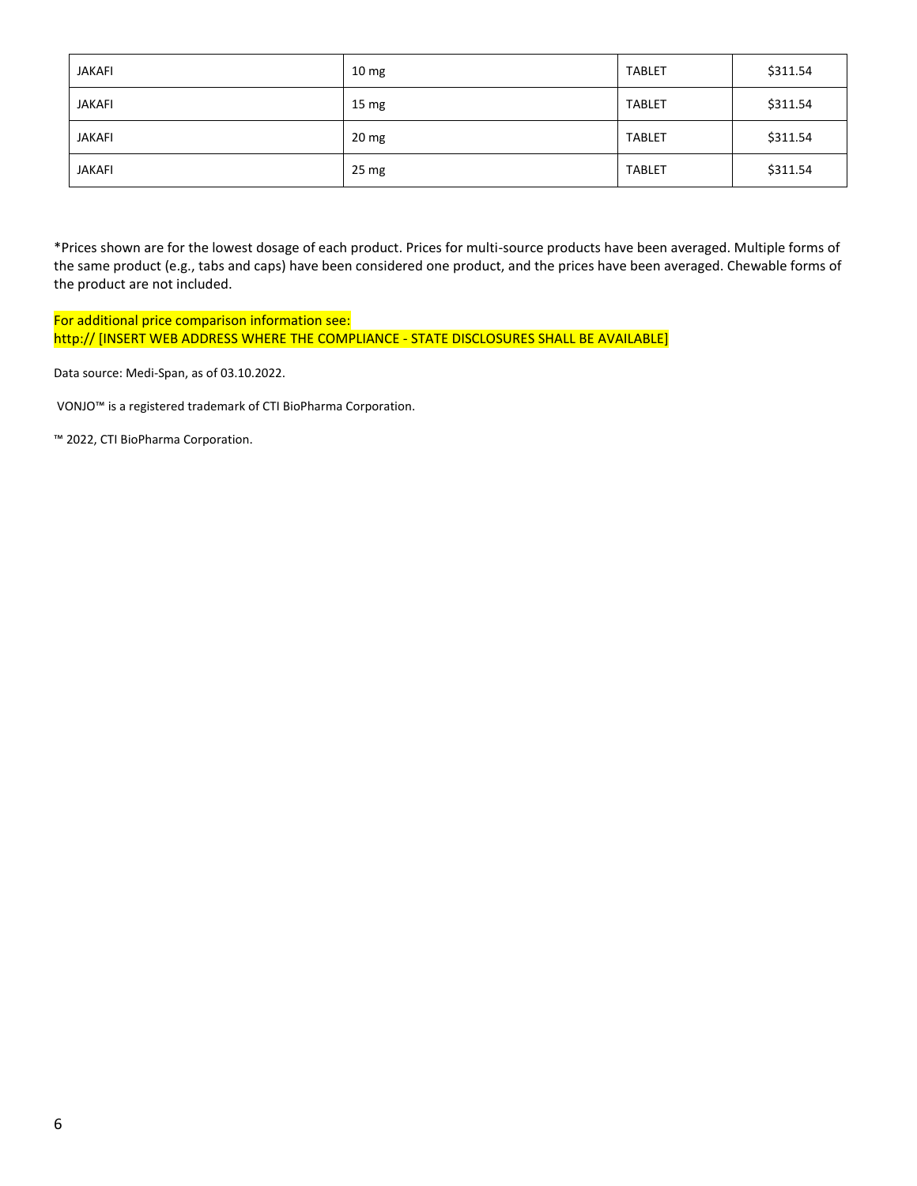| | | | |
|---|---|---|---|
| JAKAFI | 10 mg | TABLET | $311.54 |
| JAKAFI | 15 mg | TABLET | $311.54 |
| JAKAFI | 20 mg | TABLET | $311.54 |
| JAKAFI | 25 mg | TABLET | $311.54 |

*Prices shown are for the lowest dosage of each product. Prices for multi-source products have been averaged. Multiple forms of the same product (e.g., tabs and caps) have been considered one product, and the prices have been averaged. Chewable forms of the product are not included.

For additional price comparison information see:
http:// [INSERT WEB ADDRESS WHERE THE COMPLIANCE - STATE DISCLOSURES SHALL BE AVAILABLE]

Data source: Medi-Span, as of 03.10.2022.

VONJO™ is a registered trademark of CTI BioPharma Corporation.

™ 2022, CTI BioPharma Corporation.